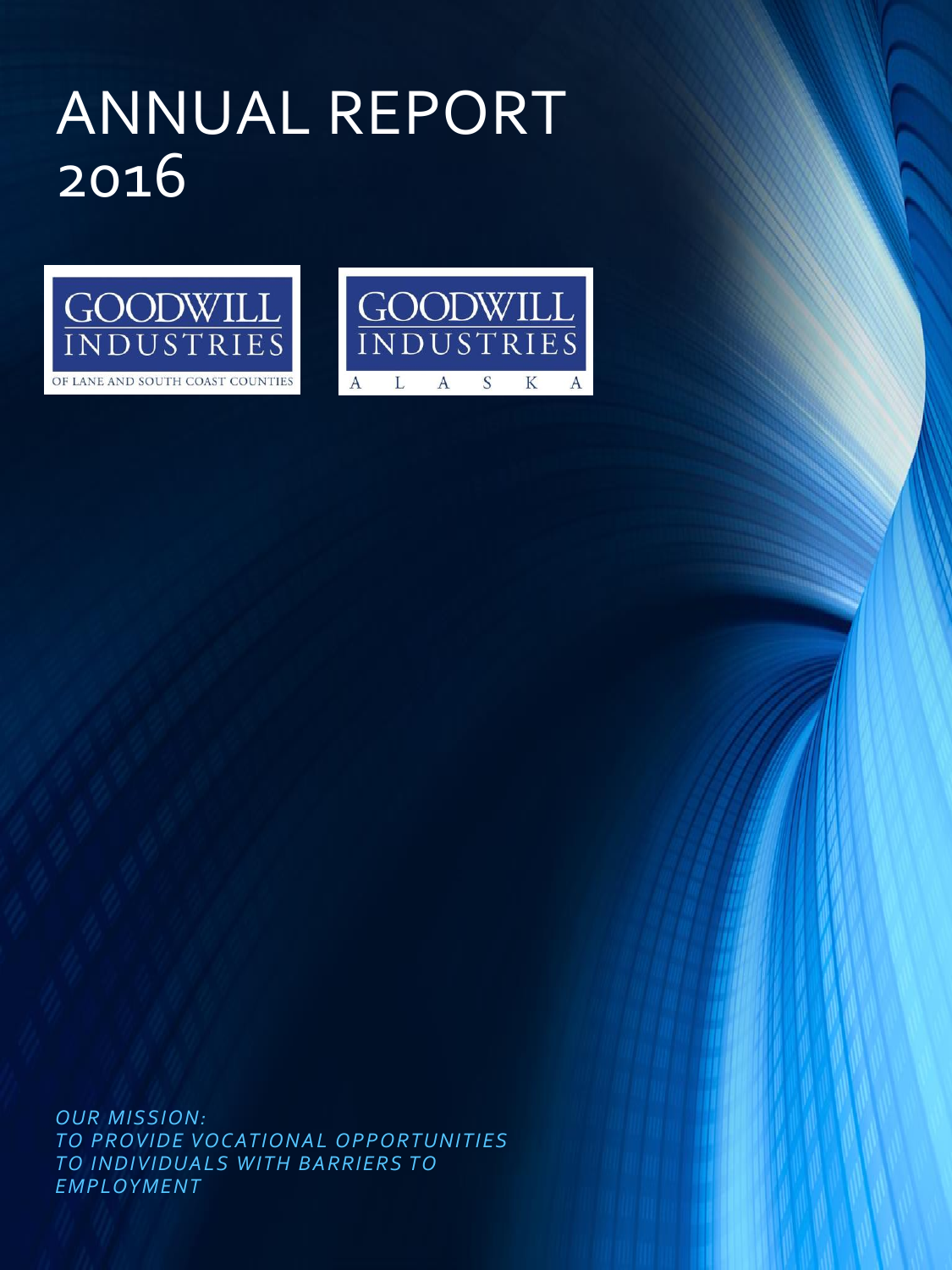# ANNUAL REPORT 2016

GOODWILL INDUSTRIES
OF LANE AND SOUTH COAST COUNTIES

GOODWILL INDUSTRIES
A L A S K A

*OUR MISSION:*
*TO PROVIDE VOCATIONAL OPPORTUNITIES TO INDIVIDUALS WITH BARRIERS TO EMPLOYMENT*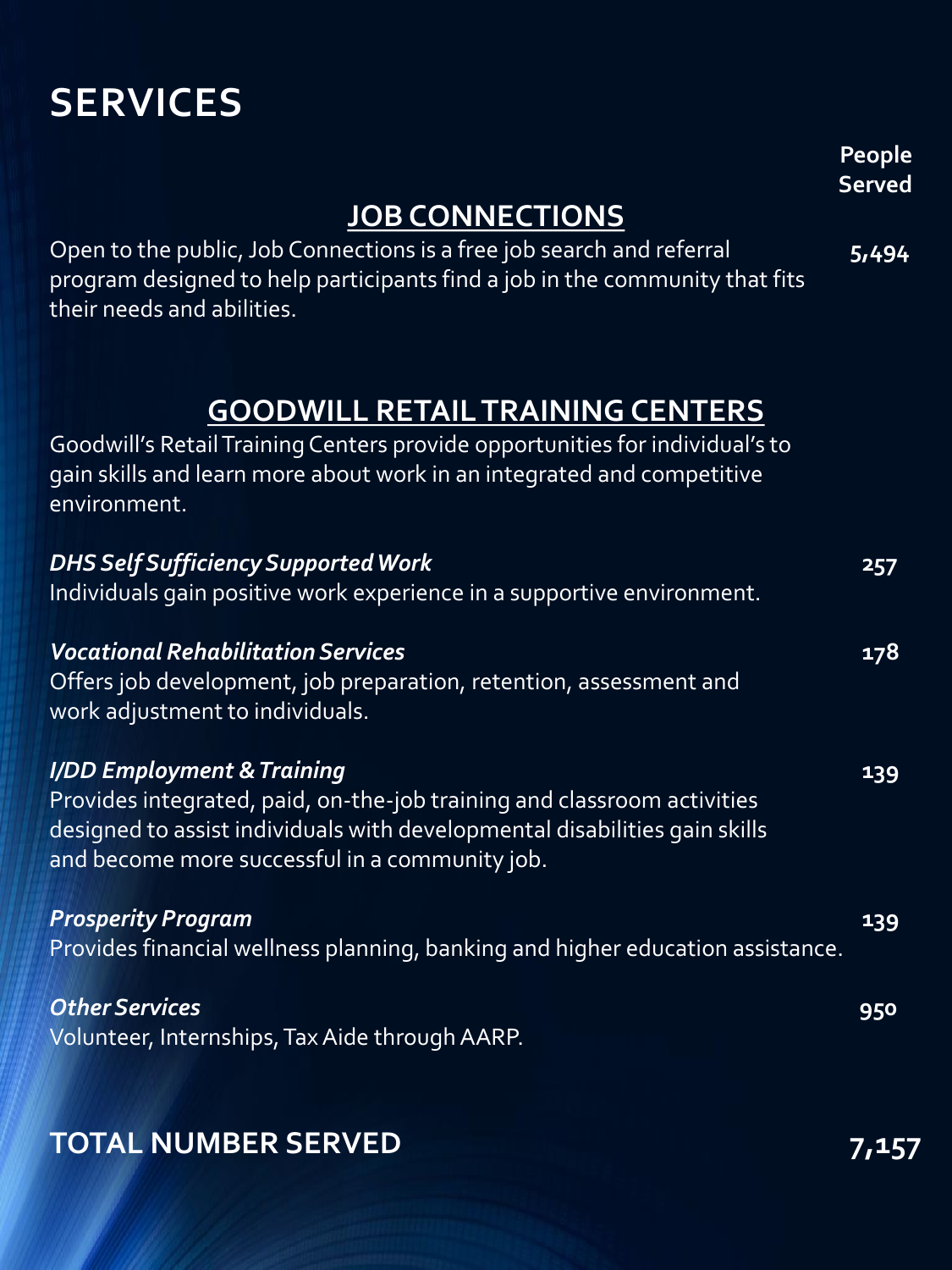# SERVICES

**People Served**

## JOB CONNECTIONS

Open to the public, Job Connections is a free job search and referral program designed to help participants find a job in the community that fits their needs and abilities. **5,494**

## GOODWILL RETAIL TRAINING CENTERS

Goodwill's Retail Training Centers provide opportunities for individual's to gain skills and learn more about work in an integrated and competitive environment.

***DHS Self Sufficiency Supported Work*** **257**
Individuals gain positive work experience in a supportive environment.

***Vocational Rehabilitation Services*** **178**
Offers job development, job preparation, retention, assessment and work adjustment to individuals.

***I/DD Employment & Training*** **139**
Provides integrated, paid, on-the-job training and classroom activities designed to assist individuals with developmental disabilities gain skills and become more successful in a community job.

***Prosperity Program*** **139**
Provides financial wellness planning, banking and higher education assistance.

***Other Services*** **950**
Volunteer, Internships, Tax Aide through AARP.

## TOTAL NUMBER SERVED **7,157**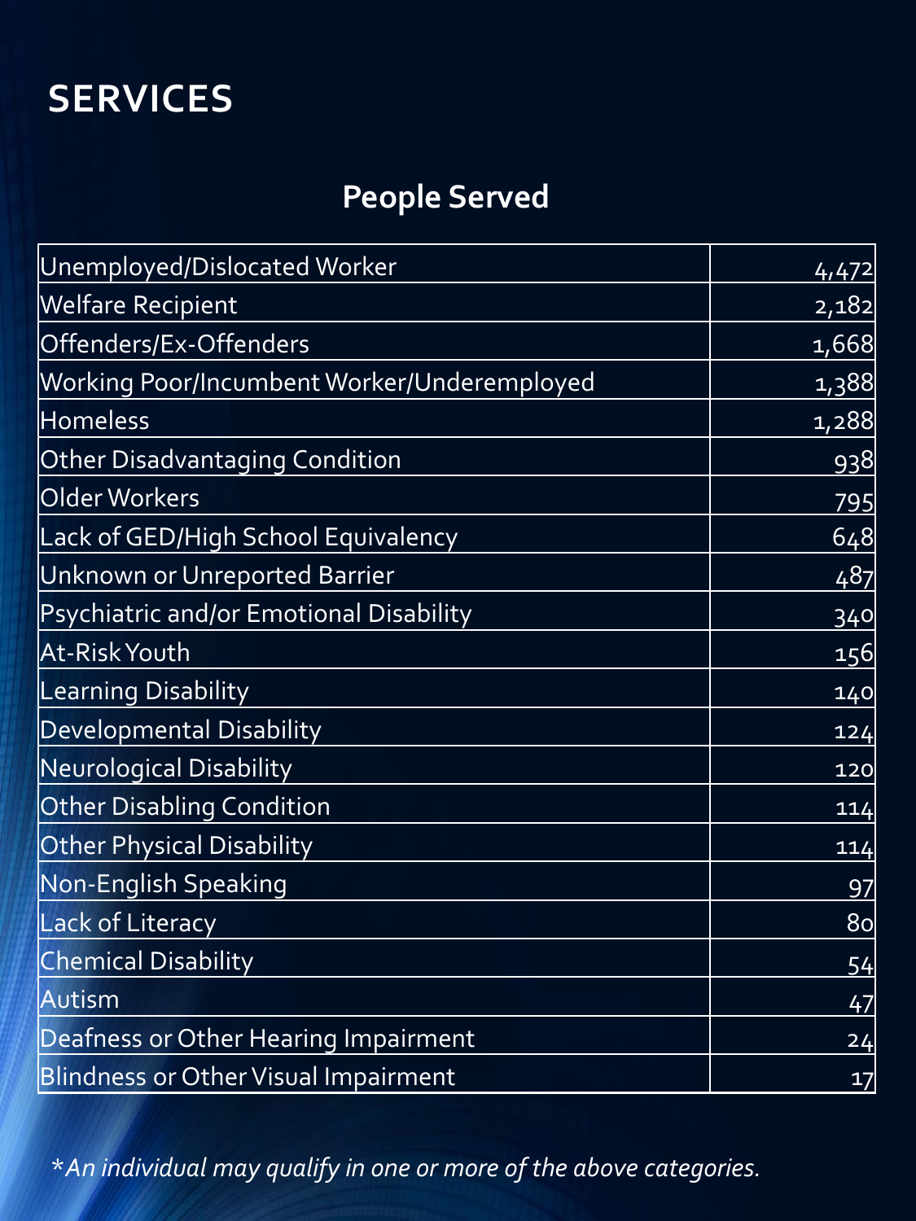# SERVICES

## People Served

| Category | Count |
|---|---|
| Unemployed/Dislocated Worker | 4,472 |
| Welfare Recipient | 2,182 |
| Offenders/Ex-Offenders | 1,668 |
| Working Poor/Incumbent Worker/Underemployed | 1,388 |
| Homeless | 1,288 |
| Other Disadvantaging Condition | 938 |
| Older Workers | 795 |
| Lack of GED/High School Equivalency | 648 |
| Unknown or Unreported Barrier | 487 |
| Psychiatric and/or Emotional Disability | 340 |
| At-Risk Youth | 156 |
| Learning Disability | 140 |
| Developmental Disability | 124 |
| Neurological Disability | 120 |
| Other Disabling Condition | 114 |
| Other Physical Disability | 114 |
| Non-English Speaking | 97 |
| Lack of Literacy | 80 |
| Chemical Disability | 54 |
| Autism | 47 |
| Deafness or Other Hearing Impairment | 24 |
| Blindness or Other Visual Impairment | 17 |

*\*An individual may qualify in one or more of the above categories.*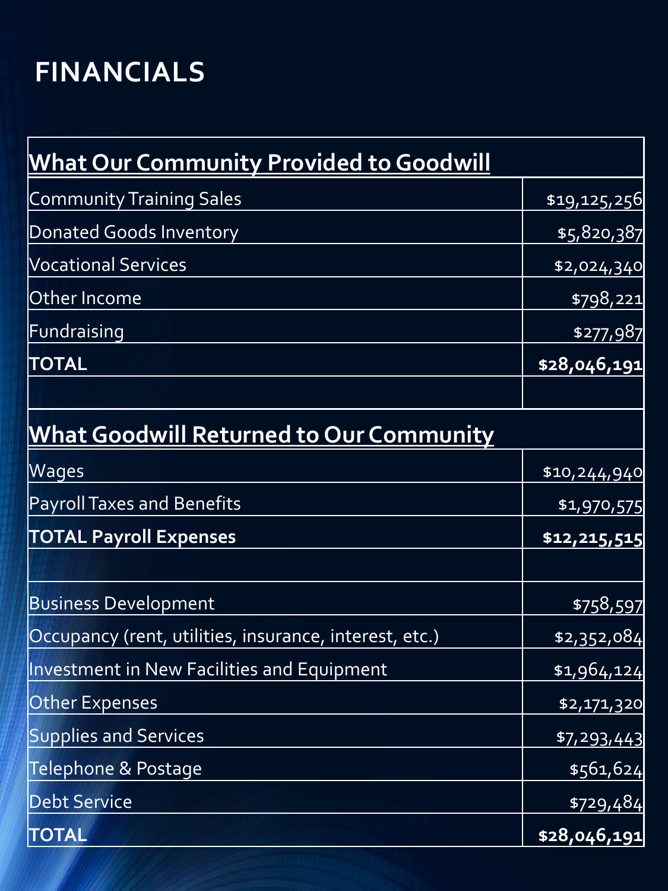# FINANCIALS

| What Our Community Provided to Goodwill | |
|---|---|
| Community Training Sales | $19,125,256 |
| Donated Goods Inventory | $5,820,387 |
| Vocational Services | $2,024,340 |
| Other Income | $798,221 |
| Fundraising | $277,987 |
| **TOTAL** | **$28,046,191** |
| | |
| **What Goodwill Returned to Our Community** | |
| Wages | $10,244,940 |
| Payroll Taxes and Benefits | $1,970,575 |
| **TOTAL Payroll Expenses** | **$12,215,515** |
| | |
| Business Development | $758,597 |
| Occupancy (rent, utilities, insurance, interest, etc.) | $2,352,084 |
| Investment in New Facilities and Equipment | $1,964,124 |
| Other Expenses | $2,171,320 |
| Supplies and Services | $7,293,443 |
| Telephone & Postage | $561,624 |
| Debt Service | $729,484 |
| **TOTAL** | **$28,046,191** |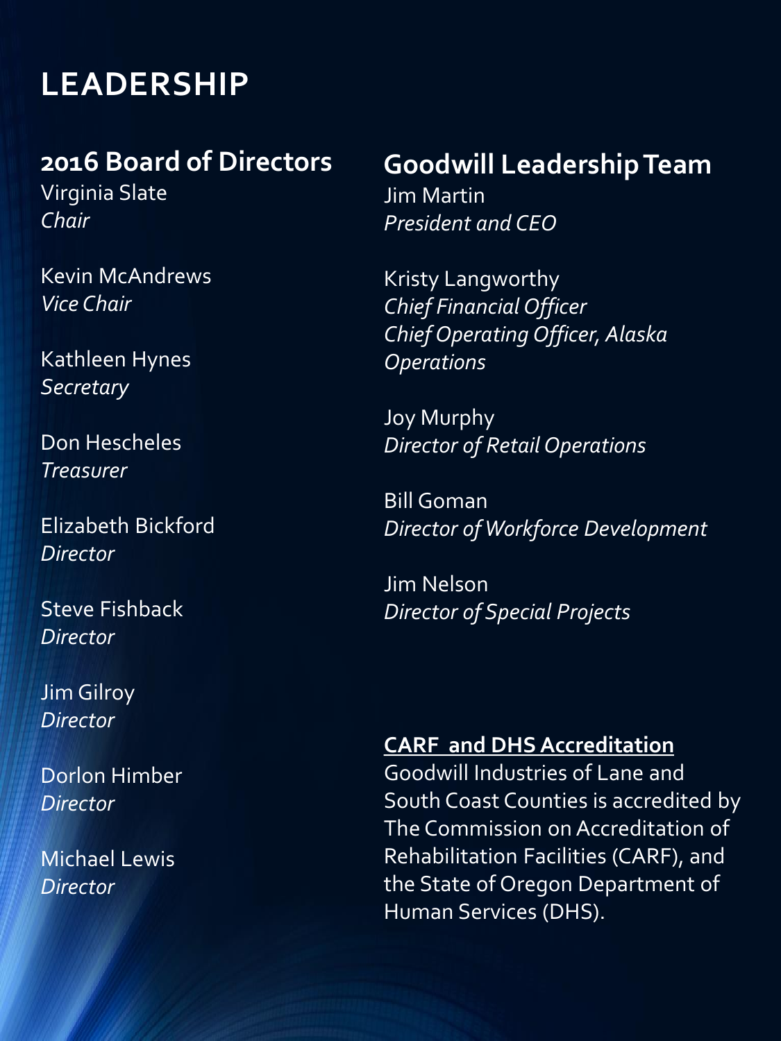# LEADERSHIP

## 2016 Board of Directors

Virginia Slate
*Chair*

Kevin McAndrews
*Vice Chair*

Kathleen Hynes
*Secretary*

Don Hescheles
*Treasurer*

Elizabeth Bickford
*Director*

Steve Fishback
*Director*

Jim Gilroy
*Director*

Dorlon Himber
*Director*

Michael Lewis
*Director*

## Goodwill Leadership Team

Jim Martin
*President and CEO*

Kristy Langworthy
*Chief Financial Officer*
*Chief Operating Officer, Alaska Operations*

Joy Murphy
*Director of Retail Operations*

Bill Goman
*Director of Workforce Development*

Jim Nelson
*Director of Special Projects*

**CARF and DHS Accreditation**

Goodwill Industries of Lane and South Coast Counties is accredited by The Commission on Accreditation of Rehabilitation Facilities (CARF), and the State of Oregon Department of Human Services (DHS).